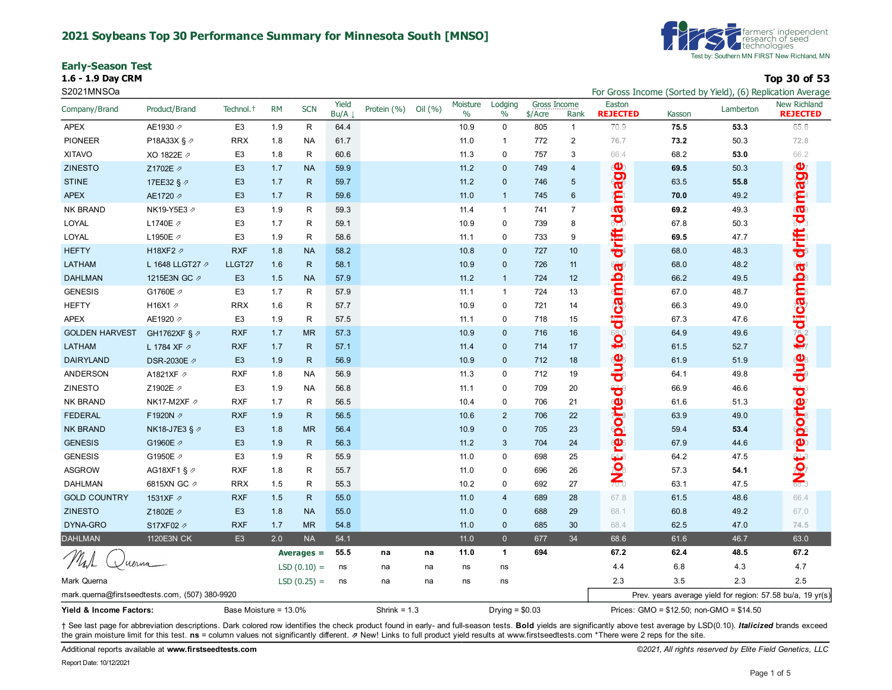# 2021 Soybeans Top 30 Performance Summary for Minnesota South [MNSO]

Test by: Southern MN FIRST New Richland, MN

## Early-Season Test

**1.6 - 1.9 Day CRM**

**Top 30 of 53**

S2021MNSOa

For Gross Income (Sorted by Yield), (6) Replication Average

| Company/Brand | Product/Brand | Technol.† | RM | SCN | Yield Bu/A ↓ | Protein (%) | Oil (%) | Moisture % | Lodging % | Gross Income $/Acre | Gross Income Rank | Easton **REJECTED** | Kasson | Lamberton | New Richland **REJECTED** |
|---|---|---|---|---|---|---|---|---|---|---|---|---|---|---|---|
| APEX | AE1930 ⇗ | E3 | 1.9 | R | 64.4 | | | 10.9 | 0 | 805 | 1 | 70.9 | **75.5** | **53.3** | 65.6 |
| PIONEER | P18A33X § ⇗ | RRX | 1.8 | NA | 61.7 | | | 11.0 | 1 | 772 | 2 | 76.7 | **73.2** | 50.3 | 72.8 |
| XITAVO | XO 1822E ⇗ | E3 | 1.8 | R | 60.6 | | | 11.3 | 0 | 757 | 3 | 66.4 | 68.2 | **53.0** | 66.2 |
| ZINESTO | Z1702E ⇗ | E3 | 1.7 | NA | 59.9 | | | 11.2 | 0 | 749 | 4 | | **69.5** | 50.3 | |
| STINE | 17EE32 § ⇗ | E3 | 1.7 | R | 59.7 | | | 11.2 | 0 | 746 | 5 | | 63.5 | **55.8** | |
| APEX | AE1720 ⇗ | E3 | 1.7 | R | 59.6 | | | 11.0 | 1 | 745 | 6 | | **70.0** | 49.2 | |
| NK BRAND | NK19-Y5E3 ⇗ | E3 | 1.9 | R | 59.3 | | | 11.4 | 1 | 741 | 7 | | **69.2** | 49.3 | |
| LOYAL | L1740E ⇗ | E3 | 1.7 | R | 59.1 | | | 10.9 | 0 | 739 | 8 | | 67.8 | 50.3 | |
| LOYAL | L1950E ⇗ | E3 | 1.9 | R | 58.6 | | | 11.1 | 0 | 733 | 9 | | **69.5** | 47.7 | |
| HEFTY | H18XF2 ⇗ | RXF | 1.8 | NA | 58.2 | | | 10.8 | 0 | 727 | 10 | | 68.0 | 48.3 | |
| LATHAM | L 1648 LLGT27 ⇗ | LLGT27 | 1.6 | R | 58.1 | | | 10.9 | 0 | 726 | 11 | | 68.0 | 48.2 | |
| DAHLMAN | 1215E3N GC ⇗ | E3 | 1.5 | NA | 57.9 | | | 11.2 | 1 | 724 | 12 | | 66.2 | 49.5 | |
| GENESIS | G1760E ⇗ | E3 | 1.7 | R | 57.9 | | | 11.1 | 1 | 724 | 13 | | 67.0 | 48.7 | |
| HEFTY | H16X1 ⇗ | RRX | 1.6 | R | 57.7 | | | 10.9 | 0 | 721 | 14 | | 66.3 | 49.0 | |
| APEX | AE1920 ⇗ | E3 | 1.9 | R | 57.5 | | | 11.1 | 0 | 718 | 15 | | 67.3 | 47.6 | |
| GOLDEN HARVEST | GH1762XF § ⇗ | RXF | 1.7 | MR | 57.3 | | | 10.9 | 0 | 716 | 16 | | 64.9 | 49.6 | |
| LATHAM | L 1784 XF ⇗ | RXF | 1.7 | R | 57.1 | | | 11.4 | 0 | 714 | 17 | | 61.5 | 52.7 | |
| DAIRYLAND | DSR-2030E ⇗ | E3 | 1.9 | R | 56.9 | | | 10.9 | 0 | 712 | 18 | | 61.9 | 51.9 | |
| ANDERSON | A1821XF ⇗ | RXF | 1.8 | NA | 56.9 | | | 11.3 | 0 | 712 | 19 | | 64.1 | 49.8 | |
| ZINESTO | Z1902E ⇗ | E3 | 1.9 | NA | 56.8 | | | 11.1 | 0 | 709 | 20 | | 66.9 | 46.6 | |
| NK BRAND | NK17-M2XF ⇗ | RXF | 1.7 | R | 56.5 | | | 10.4 | 0 | 706 | 21 | | 61.6 | 51.3 | |
| FEDERAL | F1920N ⇗ | RXF | 1.9 | R | 56.5 | | | 10.6 | 2 | 706 | 22 | | 63.9 | 49.0 | |
| NK BRAND | NK18-J7E3 § ⇗ | E3 | 1.8 | MR | 56.4 | | | 10.9 | 0 | 705 | 23 | | 59.4 | **53.4** | |
| GENESIS | G1960E ⇗ | E3 | 1.9 | R | 56.3 | | | 11.2 | 3 | 704 | 24 | | 67.9 | 44.6 | |
| GENESIS | G1950E ⇗ | E3 | 1.9 | R | 55.9 | | | 11.0 | 0 | 698 | 25 | | 64.2 | 47.5 | |
| ASGROW | AG18XF1 § ⇗ | RXF | 1.8 | R | 55.7 | | | 11.0 | 0 | 696 | 26 | | 57.3 | **54.1** | |
| DAHLMAN | 6815XN GC ⇗ | RRX | 1.5 | R | 55.3 | | | 10.2 | 0 | 692 | 27 | 70.0 | 63.1 | 47.5 | 68.3 |
| GOLD COUNTRY | 1531XF ⇗ | RXF | 1.5 | R | 55.0 | | | 11.0 | 4 | 689 | 28 | 67.8 | 61.5 | 48.6 | 66.4 |
| ZINESTO | Z1802E ⇗ | E3 | 1.8 | NA | 55.0 | | | 11.0 | 0 | 688 | 29 | 68.1 | 60.8 | 49.2 | 67.0 |
| DYNA-GRO | S17XF02 ⇗ | RXF | 1.7 | MR | 54.8 | | | 11.0 | 0 | 685 | 30 | 68.4 | 62.5 | 47.0 | 74.5 |
| DAHLMAN | 1120E3N CK | E3 | 2.0 | NA | 54.1 | | | 11.0 | 0 | 677 | 34 | 68.6 | 61.6 | 46.7 | 63.0 |
| | | | | **Averages =** | **55.5** | **na** | **na** | **11.0** | **1** | **694** | | **67.2** | **62.4** | **48.5** | **67.2** |
| | | | | LSD (0.10) = | ns | na | na | ns | ns | | | 4.4 | 6.8 | 4.3 | 4.7 |
| | | | | LSD (0.25) = | ns | na | na | ns | ns | | | 2.3 | 3.5 | 2.3 | 2.5 |

Easton and New Richland: Not reported due to dicamba drift damage

Mark Querna
mark.querna@firstseedtests.com, (507) 380-9920

Prev. years average yield for region: 57.58 bu/a, 19 yr(s)

**Yield & Income Factors:** Base Moisture = 13.0% Shrink = 1.3 Drying = $0.03 Prices: GMO = $12.50; non-GMO = $14.50

† See last page for abbreviation descriptions. Dark colored row identifies the check product found in early- and full-season tests. **Bold** yields are significantly above test average by LSD(0.10). ***Italicized*** brands exceed the grain moisture limit for this test. **ns** = column values not significantly different. ⇗ New! Links to full product yield results at www.firstseedtests.com *There were 2 reps for the site.

Additional reports available at **www.firstseedtests.com**

*©2021, All rights reserved by Elite Field Genetics, LLC*

Report Date: 10/12/2021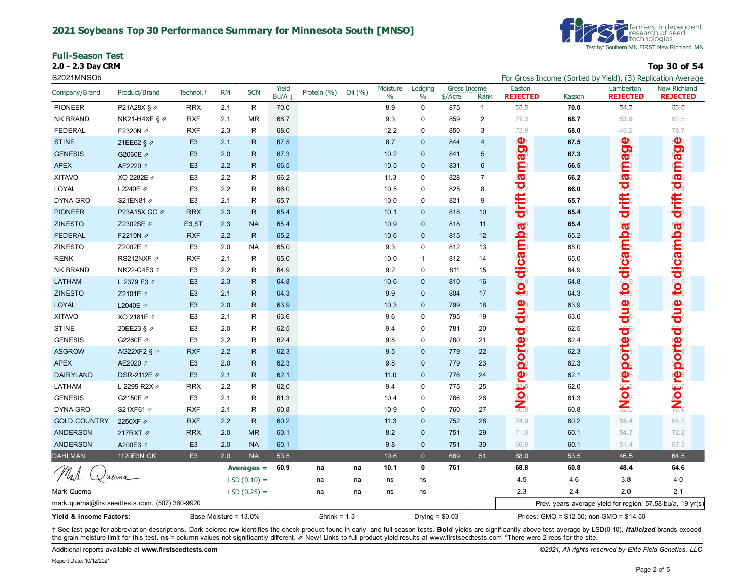# 2021 Soybeans Top 30 Performance Summary for Minnesota South [MNSO]

farmers' independent research of seed technologies
Test by: Southern MN FIRST New Richland, MN

## Full-Season Test

**2.0 - 2.3 Day CRM**

S2021MNSOb

**Top 30 of 54**

For Gross Income (Sorted by Yield), (3) Replication Average

| Company/Brand | Product/Brand | Technol.† | RM | SCN | Yield Bu/A ↓ | Protein (%) | Oil (%) | Moisture % | Lodging % | Gross Income $/Acre | Gross Income Rank | Easton **REJECTED** | Kasson | Lamberton **REJECTED** | New Richland **REJECTED** |
|---|---|---|---|---|---|---|---|---|---|---|---|---|---|---|---|
| PIONEER | P21A28X § ⇗ | RRX | 2.1 | R | 70.0 | | | 8.9 | 0 | 875 | 1 | 68.9 | **70.0** | 54.3 | 66.0 |
| NK BRAND | NK21-H4XF § ⇗ | RXF | 2.1 | MR | 68.7 | | | 9.3 | 0 | 859 | 2 | 77.2 | **68.7** | 53.9 | 62.5 |
| FEDERAL | F2320N ⇗ | RXF | 2.3 | R | 68.0 | | | 12.2 | 0 | 850 | 3 | 72.8 | **68.0** | 49.2 | 70.7 |
| STINE | 21EE62 § ⇗ | E3 | 2.1 | R | 67.5 | | | 8.7 | 0 | 844 | 4 | | **67.5** | | |
| GENESIS | G2060E ⇗ | E3 | 2.0 | R | 67.3 | | | 10.2 | 0 | 841 | 5 | | **67.3** | | |
| APEX | AE2220 ⇗ | E3 | 2.2 | R | 66.5 | | | 10.5 | 0 | 831 | 6 | | **66.5** | | |
| XITAVO | XO 2282E ⇗ | E3 | 2.2 | R | 66.2 | | | 11.3 | 0 | 828 | 7 | | **66.2** | | |
| LOYAL | L2240E ⇗ | E3 | 2.2 | R | 66.0 | | | 10.5 | 0 | 825 | 8 | | **66.0** | | |
| DYNA-GRO | S21EN81 ⇗ | E3 | 2.1 | R | 65.7 | | | 10.0 | 0 | 821 | 9 | | **65.7** | | |
| PIONEER | P23A15X GC ⇗ | RRX | 2.3 | R | 65.4 | | | 10.1 | 0 | 818 | 10 | | **65.4** | | |
| ZINESTO | Z2302SE ⇗ | E3,ST | 2.3 | NA | 65.4 | | | 10.9 | 0 | 818 | 11 | | **65.4** | | |
| FEDERAL | F2210N ⇗ | RXF | 2.2 | R | 65.2 | | | 10.6 | 0 | 815 | 12 | | 65.2 | | |
| ZINESTO | Z2002E ⇗ | E3 | 2.0 | NA | 65.0 | | | 9.3 | 0 | 812 | 13 | | 65.0 | | |
| RENK | RS212NXF ⇗ | RXF | 2.1 | R | 65.0 | | | 10.0 | 1 | 812 | 14 | | 65.0 | | |
| NK BRAND | NK22-C4E3 ⇗ | E3 | 2.2 | R | 64.9 | | | 9.2 | 0 | 811 | 15 | | 64.9 | | |
| LATHAM | L 2379 E3 ⇗ | E3 | 2.3 | R | 64.8 | | | 10.6 | 0 | 810 | 16 | | 64.8 | | |
| ZINESTO | Z2101E ⇗ | E3 | 2.1 | R | 64.3 | | | 9.9 | 0 | 804 | 17 | | 64.3 | | |
| LOYAL | L2040E ⇗ | E3 | 2.0 | R | 63.9 | | | 10.3 | 0 | 799 | 18 | | 63.9 | | |
| XITAVO | XO 2181E ⇗ | E3 | 2.1 | R | 63.6 | | | 9.6 | 0 | 795 | 19 | | 63.6 | | |
| STINE | 20EE23 § ⇗ | E3 | 2.0 | R | 62.5 | | | 9.4 | 0 | 781 | 20 | | 62.5 | | |
| GENESIS | G2260E ⇗ | E3 | 2.2 | R | 62.4 | | | 9.8 | 0 | 780 | 21 | | 62.4 | | |
| ASGROW | AG22XF2 § ⇗ | RXF | 2.2 | R | 62.3 | | | 9.5 | 0 | 779 | 22 | | 62.3 | | |
| APEX | AE2020 ⇗ | E3 | 2.0 | R | 62.3 | | | 9.8 | 0 | 779 | 23 | | 62.3 | | |
| DAIRYLAND | DSR-2112E ⇗ | E3 | 2.1 | R | 62.1 | | | 11.0 | 0 | 776 | 24 | | 62.1 | | |
| LATHAM | L 2295 R2X ⇗ | RRX | 2.2 | R | 62.0 | | | 9.4 | 0 | 775 | 25 | | 62.0 | | |
| GENESIS | G2150E ⇗ | E3 | 2.1 | R | 61.3 | | | 10.4 | 0 | 766 | 26 | | 61.3 | | |
| DYNA-GRO | S21XF61 ⇗ | RXF | 2.1 | R | 60.8 | | | 10.9 | 0 | 760 | 27 | 66.8 | 60.8 | 52.0 | 70.6 |
| GOLD COUNTRY | 2250XF ⇗ | RXF | 2.2 | R | 60.2 | | | 11.3 | 0 | 752 | 28 | 74.9 | 60.2 | 55.4 | 65.3 |
| ANDERSON | 217RXT ⇗ | RRX | 2.0 | MR | 60.1 | | | 8.2 | 0 | 751 | 29 | 71.9 | 60.1 | 54.7 | 72.2 |
| ANDERSON | A200E3 ⇗ | E3 | 2.0 | NA | 60.1 | | | 9.8 | 0 | 751 | 30 | 66.8 | 60.1 | 51.4 | 67.3 |
| DAHLMAN | 1120E3N CK | E3 | 2.0 | NA | 53.5 | | | 10.6 | 0 | 669 | 51 | 68.0 | 53.5 | 46.5 | 64.5 |
| | | | | **Averages =** | **60.9** | **na** | **na** | **10.1** | **0** | **761** | | **68.8** | **60.8** | **48.4** | **64.6** |
| | | | | LSD (0.10) = | | na | na | ns | ns | | | 4.5 | 4.6 | 3.8 | 4.0 |
| | | | | LSD (0.25) = | | na | na | ns | ns | | | 2.3 | 2.4 | 2.0 | 2.1 |

Easton, Lamberton, New Richland: Not reported due to dicamba drift damage

Mark Querna
mark.querna@firstseedtests.com, (507) 380-9920

Prev. years average yield for region: 57.58 bu/a, 19 yr(s)

**Yield & Income Factors:** Base Moisture = 13.0% Shrink = 1.3 Drying = $0.03 Prices: GMO = $12.50; non-GMO = $14.50

† See last page for abbreviation descriptions. Dark colored row identifies the check product found in early- and full-season tests. **Bold** yields are significantly above test average by LSD(0.10). ***Italicized*** brands exceed the grain moisture limit for this test. **ns** = column values not significantly different. ⇗ New! Links to full product yield results at www.firstseedtests.com *There were 2 reps for the site.

Additional reports available at **www.firstseedtests.com**

*©2021, All rights reserved by Elite Field Genetics, LLC*

Report Date: 10/12/2021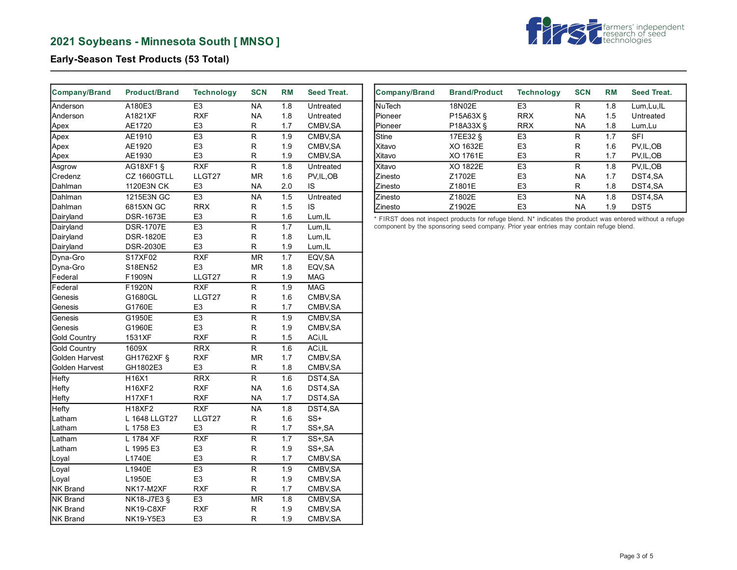## 2021 Soybeans - Minnesota South [ MNSO ]

### Early-Season Test Products (53 Total)

| Company/Brand | Product/Brand | Technology | SCN | RM | Seed Treat. |
|---|---|---|---|---|---|
| Anderson | A180E3 | E3 | NA | 1.8 | Untreated |
| Anderson | A1821XF | RXF | NA | 1.8 | Untreated |
| Apex | AE1720 | E3 | R | 1.7 | CMBV,SA |
| Apex | AE1910 | E3 | R | 1.9 | CMBV,SA |
| Apex | AE1920 | E3 | R | 1.9 | CMBV,SA |
| Apex | AE1930 | E3 | R | 1.9 | CMBV,SA |
| Asgrow | AG18XF1 § | RXF | R | 1.8 | Untreated |
| Credenz | CZ 1660GTLL | LLGT27 | MR | 1.6 | PV,IL,OB |
| Dahlman | 1120E3N CK | E3 | NA | 2.0 | IS |
| Dahlman | 1215E3N GC | E3 | NA | 1.5 | Untreated |
| Dahlman | 6815XN GC | RRX | R | 1.5 | IS |
| Dairyland | DSR-1673E | E3 | R | 1.6 | Lum,IL |
| Dairyland | DSR-1707E | E3 | R | 1.7 | Lum,IL |
| Dairyland | DSR-1820E | E3 | R | 1.8 | Lum,IL |
| Dairyland | DSR-2030E | E3 | R | 1.9 | Lum,IL |
| Dyna-Gro | S17XF02 | RXF | MR | 1.7 | EQV,SA |
| Dyna-Gro | S18EN52 | E3 | MR | 1.8 | EQV,SA |
| Federal | F1909N | LLGT27 | R | 1.9 | MAG |
| Federal | F1920N | RXF | R | 1.9 | MAG |
| Genesis | G1680GL | LLGT27 | R | 1.6 | CMBV,SA |
| Genesis | G1760E | E3 | R | 1.7 | CMBV,SA |
| Genesis | G1950E | E3 | R | 1.9 | CMBV,SA |
| Genesis | G1960E | E3 | R | 1.9 | CMBV,SA |
| Gold Country | 1531XF | RXF | R | 1.5 | ACi,IL |
| Gold Country | 1609X | RRX | R | 1.6 | ACi,IL |
| Golden Harvest | GH1762XF § | RXF | MR | 1.7 | CMBV,SA |
| Golden Harvest | GH1802E3 | E3 | R | 1.8 | CMBV,SA |
| Hefty | H16X1 | RRX | R | 1.6 | DST4,SA |
| Hefty | H16XF2 | RXF | NA | 1.6 | DST4,SA |
| Hefty | H17XF1 | RXF | NA | 1.7 | DST4,SA |
| Hefty | H18XF2 | RXF | NA | 1.8 | DST4,SA |
| Latham | L 1648 LLGT27 | LLGT27 | R | 1.6 | SS+ |
| Latham | L 1758 E3 | E3 | R | 1.7 | SS+,SA |
| Latham | L 1784 XF | RXF | R | 1.7 | SS+,SA |
| Latham | L 1995 E3 | E3 | R | 1.9 | SS+,SA |
| Loyal | L1740E | E3 | R | 1.7 | CMBV,SA |
| Loyal | L1940E | E3 | R | 1.9 | CMBV,SA |
| Loyal | L1950E | E3 | R | 1.9 | CMBV,SA |
| NK Brand | NK17-M2XF | RXF | R | 1.7 | CMBV,SA |
| NK Brand | NK18-J7E3 § | E3 | MR | 1.8 | CMBV,SA |
| NK Brand | NK19-C8XF | RXF | R | 1.9 | CMBV,SA |
| NK Brand | NK19-Y5E3 | E3 | R | 1.9 | CMBV,SA |
| NuTech | 18N02E | E3 | R | 1.8 | Lum,Lu,IL |
| Pioneer | P15A63X § | RRX | NA | 1.5 | Untreated |
| Pioneer | P18A33X § | RRX | NA | 1.8 | Lum,Lu |
| Stine | 17EE32 § | E3 | R | 1.7 | SFI |
| Xitavo | XO 1632E | E3 | R | 1.6 | PV,IL,OB |
| Xitavo | XO 1761E | E3 | R | 1.7 | PV,IL,OB |
| Xitavo | XO 1822E | E3 | R | 1.8 | PV,IL,OB |
| Zinesto | Z1702E | E3 | NA | 1.7 | DST4,SA |
| Zinesto | Z1801E | E3 | R | 1.8 | DST4,SA |
| Zinesto | Z1802E | E3 | NA | 1.8 | DST4,SA |
| Zinesto | Z1902E | E3 | NA | 1.9 | DST5 |

* FIRST does not inspect products for refuge blend. N* indicates the product was entered without a refuge component by the sponsoring seed company. Prior year entries may contain refuge blend.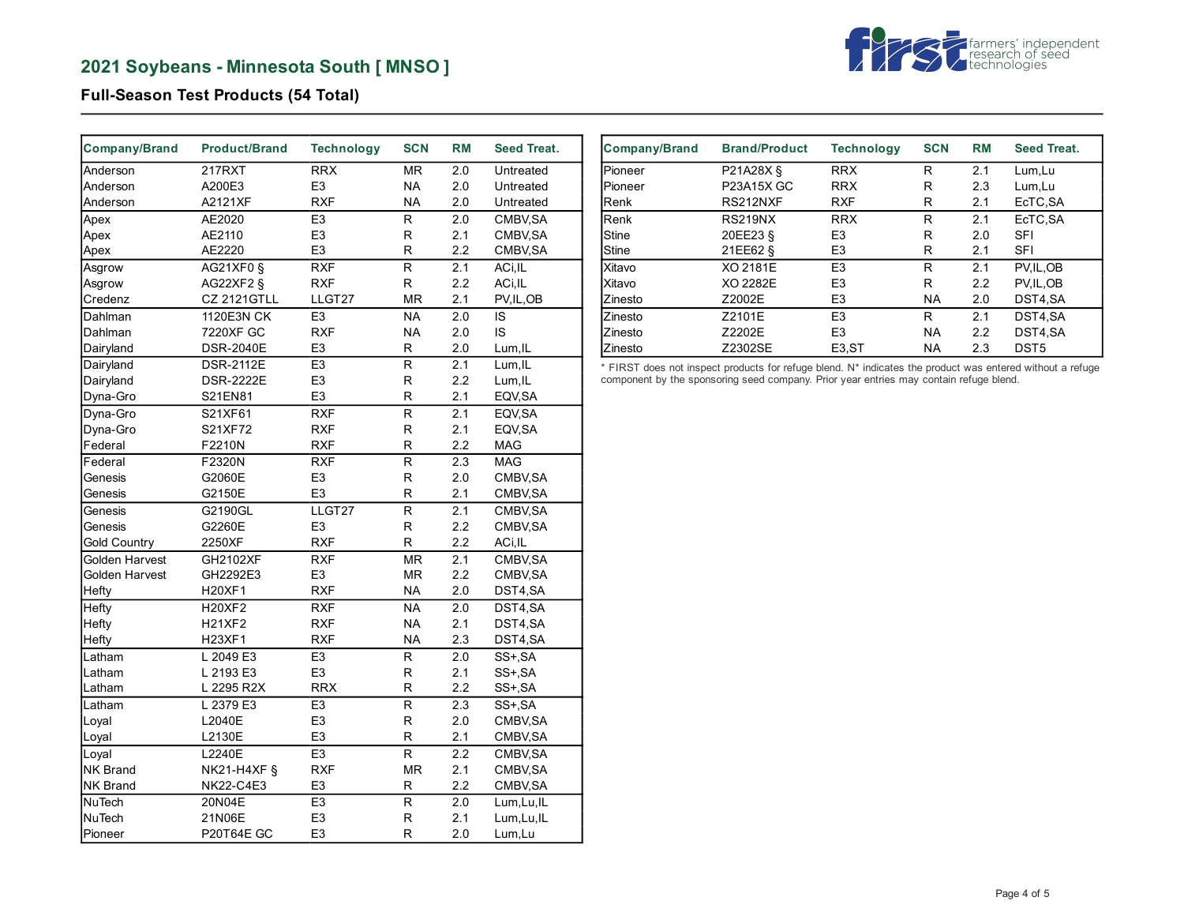## 2021 Soybeans - Minnesota South [ MNSO ]

### Full-Season Test Products (54 Total)

| Company/Brand | Product/Brand | Technology | SCN | RM | Seed Treat. |
|---|---|---|---|---|---|
| Anderson | 217RXT | RRX | MR | 2.0 | Untreated |
| Anderson | A200E3 | E3 | NA | 2.0 | Untreated |
| Anderson | A2121XF | RXF | NA | 2.0 | Untreated |
| Apex | AE2020 | E3 | R | 2.0 | CMBV,SA |
| Apex | AE2110 | E3 | R | 2.1 | CMBV,SA |
| Apex | AE2220 | E3 | R | 2.2 | CMBV,SA |
| Asgrow | AG21XF0 § | RXF | R | 2.1 | ACi,IL |
| Asgrow | AG22XF2 § | RXF | R | 2.2 | ACi,IL |
| Credenz | CZ 2121GTLL | LLGT27 | MR | 2.1 | PV,IL,OB |
| Dahlman | 1120E3N CK | E3 | NA | 2.0 | IS |
| Dahlman | 7220XF GC | RXF | NA | 2.0 | IS |
| Dairyland | DSR-2040E | E3 | R | 2.0 | Lum,IL |
| Dairyland | DSR-2112E | E3 | R | 2.1 | Lum,IL |
| Dairyland | DSR-2222E | E3 | R | 2.2 | Lum,IL |
| Dyna-Gro | S21EN81 | E3 | R | 2.1 | EQV,SA |
| Dyna-Gro | S21XF61 | RXF | R | 2.1 | EQV,SA |
| Dyna-Gro | S21XF72 | RXF | R | 2.1 | EQV,SA |
| Federal | F2210N | RXF | R | 2.2 | MAG |
| Federal | F2320N | RXF | R | 2.3 | MAG |
| Genesis | G2060E | E3 | R | 2.0 | CMBV,SA |
| Genesis | G2150E | E3 | R | 2.1 | CMBV,SA |
| Genesis | G2190GL | LLGT27 | R | 2.1 | CMBV,SA |
| Genesis | G2260E | E3 | R | 2.2 | CMBV,SA |
| Gold Country | 2250XF | RXF | R | 2.2 | ACi,IL |
| Golden Harvest | GH2102XF | RXF | MR | 2.1 | CMBV,SA |
| Golden Harvest | GH2292E3 | E3 | MR | 2.2 | CMBV,SA |
| Hefty | H20XF1 | RXF | NA | 2.0 | DST4,SA |
| Hefty | H20XF2 | RXF | NA | 2.0 | DST4,SA |
| Hefty | H21XF2 | RXF | NA | 2.1 | DST4,SA |
| Hefty | H23XF1 | RXF | NA | 2.3 | DST4,SA |
| Latham | L 2049 E3 | E3 | R | 2.0 | SS+,SA |
| Latham | L 2193 E3 | E3 | R | 2.1 | SS+,SA |
| Latham | L 2295 R2X | RRX | R | 2.2 | SS+,SA |
| Latham | L 2379 E3 | E3 | R | 2.3 | SS+,SA |
| Loyal | L2040E | E3 | R | 2.0 | CMBV,SA |
| Loyal | L2130E | E3 | R | 2.1 | CMBV,SA |
| Loyal | L2240E | E3 | R | 2.2 | CMBV,SA |
| NK Brand | NK21-H4XF § | RXF | MR | 2.1 | CMBV,SA |
| NK Brand | NK22-C4E3 | E3 | R | 2.2 | CMBV,SA |
| NuTech | 20N04E | E3 | R | 2.0 | Lum,Lu,IL |
| NuTech | 21N06E | E3 | R | 2.1 | Lum,Lu,IL |
| Pioneer | P20T64E GC | E3 | R | 2.0 | Lum,Lu |
| Pioneer | P21A28X § | RRX | R | 2.1 | Lum,Lu |
| Pioneer | P23A15X GC | RRX | R | 2.3 | Lum,Lu |
| Renk | RS212NXF | RXF | R | 2.1 | EcTC,SA |
| Renk | RS219NX | RRX | R | 2.1 | EcTC,SA |
| Stine | 20EE23 § | E3 | R | 2.0 | SFI |
| Stine | 21EE62 § | E3 | R | 2.1 | SFI |
| Xitavo | XO 2181E | E3 | R | 2.1 | PV,IL,OB |
| Xitavo | XO 2282E | E3 | R | 2.2 | PV,IL,OB |
| Zinesto | Z2002E | E3 | NA | 2.0 | DST4,SA |
| Zinesto | Z2101E | E3 | R | 2.1 | DST4,SA |
| Zinesto | Z2202E | E3 | NA | 2.2 | DST4,SA |
| Zinesto | Z2302SE | E3,ST | NA | 2.3 | DST5 |

* FIRST does not inspect products for refuge blend. N* indicates the product was entered without a refuge component by the sponsoring seed company. Prior year entries may contain refuge blend.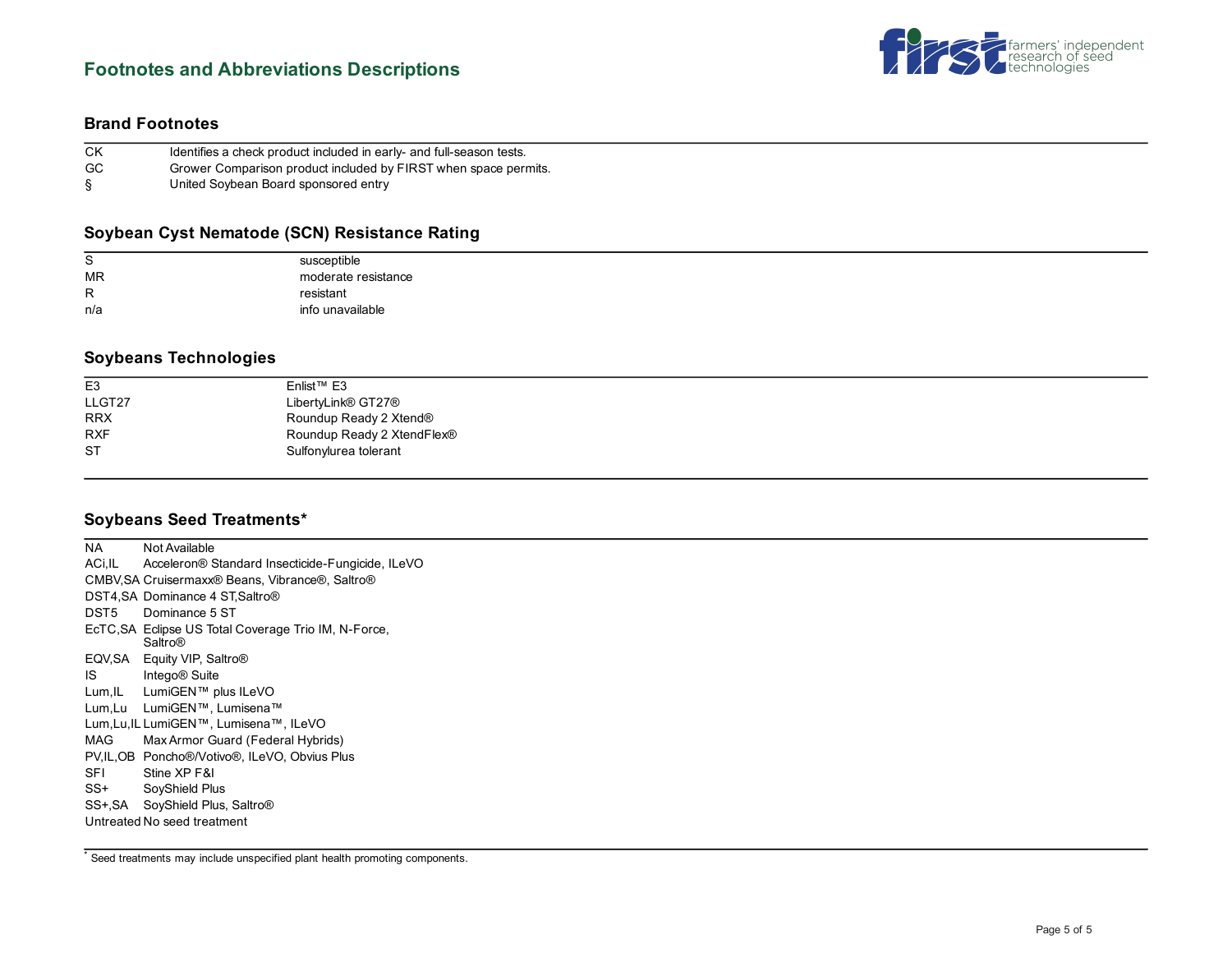## Footnotes and Abbreviations Descriptions

### Brand Footnotes

| | |
|---|---|
| CK | Identifies a check product included in early- and full-season tests. |
| GC | Grower Comparison product included by FIRST when space permits. |
| § | United Soybean Board sponsored entry |

### Soybean Cyst Nematode (SCN) Resistance Rating

| | |
|---|---|
| S | susceptible |
| MR | moderate resistance |
| R | resistant |
| n/a | info unavailable |

### Soybeans Technologies

| | |
|---|---|
| E3 | Enlist™ E3 |
| LLGT27 | LibertyLink® GT27® |
| RRX | Roundup Ready 2 Xtend® |
| RXF | Roundup Ready 2 XtendFlex® |
| ST | Sulfonylurea tolerant |

### Soybeans Seed Treatments*

| | |
|---|---|
| NA | Not Available |
| ACi,IL | Acceleron® Standard Insecticide-Fungicide, ILeVO |
| CMBV,SA | Cruisermaxx® Beans, Vibrance®, Saltro® |
| DST4,SA | Dominance 4 ST,Saltro® |
| DST5 | Dominance 5 ST |
| EcTC,SA | Eclipse US Total Coverage Trio IM, N-Force, Saltro® |
| EQV,SA | Equity VIP, Saltro® |
| IS | Intego® Suite |
| Lum,IL | LumiGEN™ plus ILeVO |
| Lum,Lu | LumiGEN™, Lumisena™ |
| Lum,Lu,IL | LumiGEN™, Lumisena™, ILeVO |
| MAG | Max Armor Guard (Federal Hybrids) |
| PV,IL,OB | Poncho®/Votivo®, ILeVO, Obvius Plus |
| SFI | Stine XP F&I |
| SS+ | SoyShield Plus |
| SS+,SA | SoyShield Plus, Saltro® |
| Untreated | No seed treatment |

* Seed treatments may include unspecified plant health promoting components.